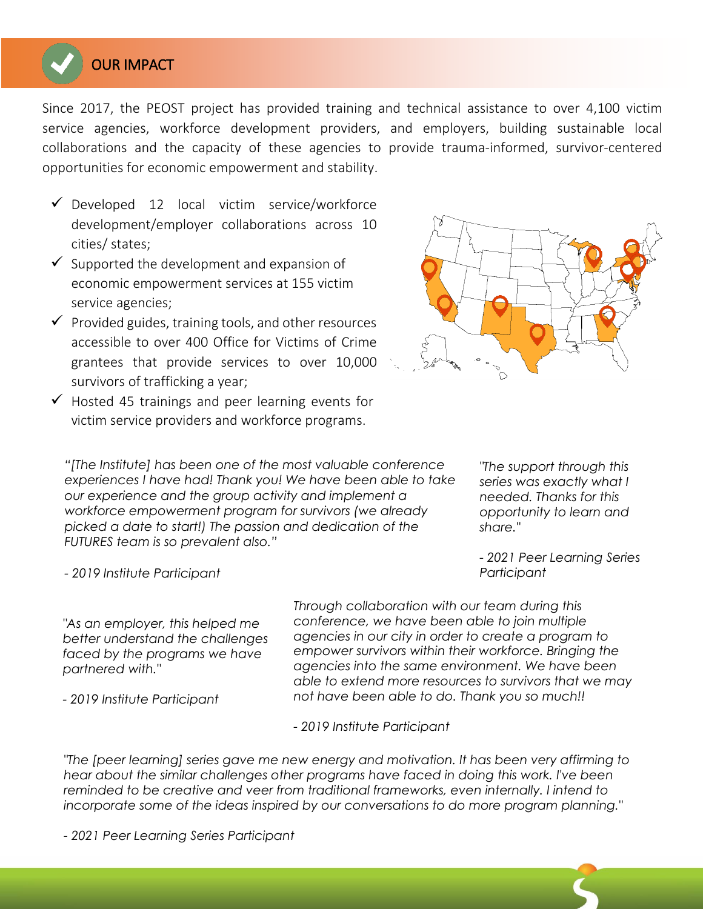## OUR IMPACT

Since 2017, the PEOST project has provided training and technical assistance to over 4,100 victim service agencies, workforce development providers, and employers, building sustainable local collaborations and the capacity of these agencies to provide trauma-informed, survivor-centered opportunities for economic empowerment and stability.

- ✓ Developed 12 local victim service/workforce development/employer collaborations across 10 cities/ states;
- ✓ Supported the development and expansion of economic empowerment services at 155 victim service agencies;
- ✓ Provided guides, training tools, and other resources accessible to over 400 Office for Victims of Crime grantees that provide services to over 10,000 survivors of trafficking a year;
- ✓ Hosted 45 trainings and peer learning events for victim service providers and workforce programs.

*"[The Institute] has been one of the most valuable conference experiences I have had! Thank you! We have been able to take our experience and the group activity and implement a workforce empowerment program for survivors (we already picked a date to start!) The passion and dedication of the FUTURES team is so prevalent also."*

*- 2019 Institute Participant*

*"The support through this series was exactly what I needed. Thanks for this opportunity to learn and share."*

*- 2021 Peer Learning Series Participant*

*"As an employer, this helped me better understand the challenges faced by the programs we have partnered with."*

*- 2019 Institute Participant*

*Through collaboration with our team during this conference, we have been able to join multiple agencies in our city in order to create a program to empower survivors within their workforce. Bringing the agencies into the same environment. We have been able to extend more resources to survivors that we may not have been able to do. Thank you so much!!*

*- 2019 Institute Participant*

*"The [peer learning] series gave me new energy and motivation. It has been very affirming to hear about the similar challenges other programs have faced in doing this work. I've been reminded to be creative and veer from traditional frameworks, even internally. I intend to incorporate some of the ideas inspired by our conversations to do more program planning."*

*- 2021 Peer Learning Series Participant*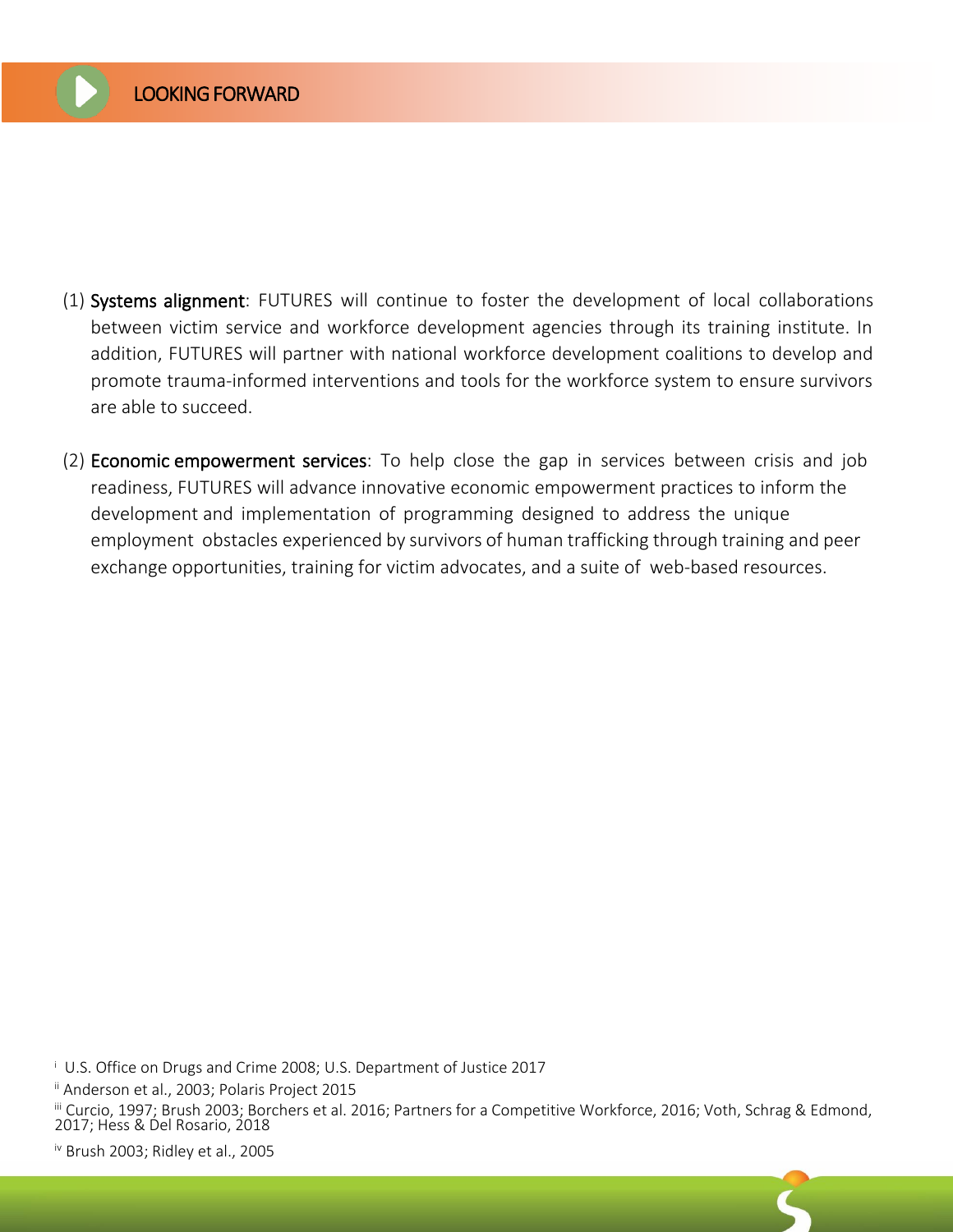## LOOKING FORWARD

(1) **Systems alignment**: FUTURES will continue to foster the development of local collaborations between victim service and workforce development agencies through its training institute. In addition, FUTURES will partner with national workforce development coalitions to develop and promote trauma-informed interventions and tools for the workforce system to ensure survivors are able to succeed.

(2) **Economic empowerment services**: To help close the gap in services between crisis and job readiness, FUTURES will advance innovative economic empowerment practices to inform the development and implementation of programming designed to address the unique employment obstacles experienced by survivors of human trafficking through training and peer exchange opportunities, training for victim advocates, and a suite of web-based resources.

[i] U.S. Office on Drugs and Crime 2008; U.S. Department of Justice 2017

[ii] Anderson et al., 2003; Polaris Project 2015

[iii] Curcio, 1997; Brush 2003; Borchers et al. 2016; Partners for a Competitive Workforce, 2016; Voth, Schrag & Edmond, 2017; Hess & Del Rosario, 2018

[iv] Brush 2003; Ridley et al., 2005